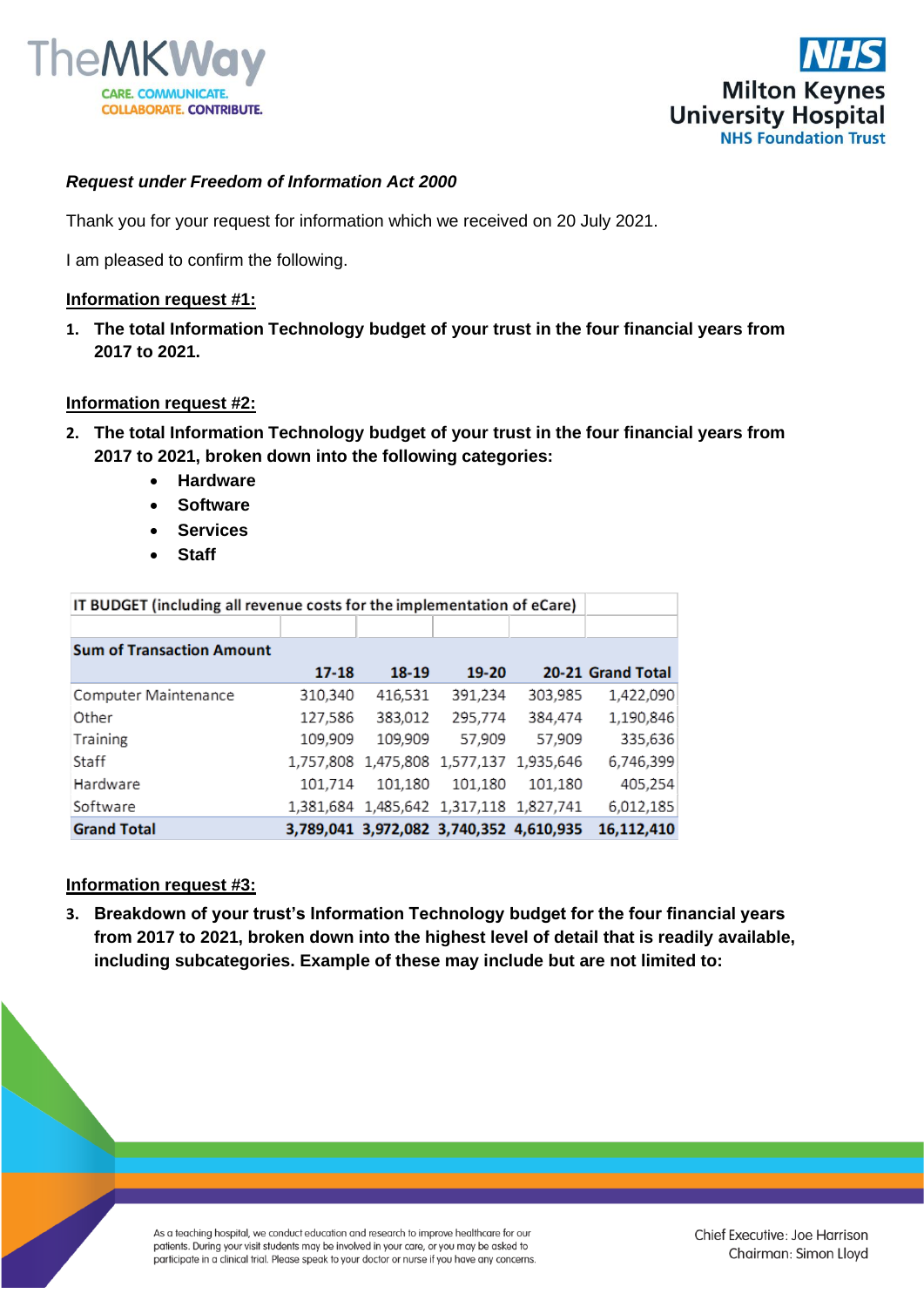*Request under Freedom of Information Act 2000*

Thank you for your request for information which we received on 20 July 2021.

I am pleased to confirm the following.

**Information request #1:**

1. **The total Information Technology budget of your trust in the four financial years from 2017 to 2021.**

**Information request #2:**

2. **The total Information Technology budget of your trust in the four financial years from 2017 to 2021, broken down into the following categories:**
   - **Hardware**
   - **Software**
   - **Services**
   - **Staff**

| IT BUDGET (including all revenue costs for the implementation of eCare) | | | | | |
|---|---|---|---|---|---|
| **Sum of Transaction Amount** | **17-18** | **18-19** | **19-20** | **20-21** | **Grand Total** |
| Computer Maintenance | 310,340 | 416,531 | 391,234 | 303,985 | 1,422,090 |
| Other | 127,586 | 383,012 | 295,774 | 384,474 | 1,190,846 |
| Training | 109,909 | 109,909 | 57,909 | 57,909 | 335,636 |
| Staff | 1,757,808 | 1,475,808 | 1,577,137 | 1,935,646 | 6,746,399 |
| Hardware | 101,714 | 101,180 | 101,180 | 101,180 | 405,254 |
| Software | 1,381,684 | 1,485,642 | 1,317,118 | 1,827,741 | 6,012,185 |
| **Grand Total** | **3,789,041** | **3,972,082** | **3,740,352** | **4,610,935** | **16,112,410** |

**Information request #3:**

3. **Breakdown of your trust's Information Technology budget for the four financial years from 2017 to 2021, broken down into the highest level of detail that is readily available, including subcategories. Example of these may include but are not limited to:**

As a teaching hospital, we conduct education and research to improve healthcare for our patients. During your visit students may be involved in your care, or you may be asked to participate in a clinical trial. Please speak to your doctor or nurse if you have any concerns.

Chief Executive: Joe Harrison
Chairman: Simon Lloyd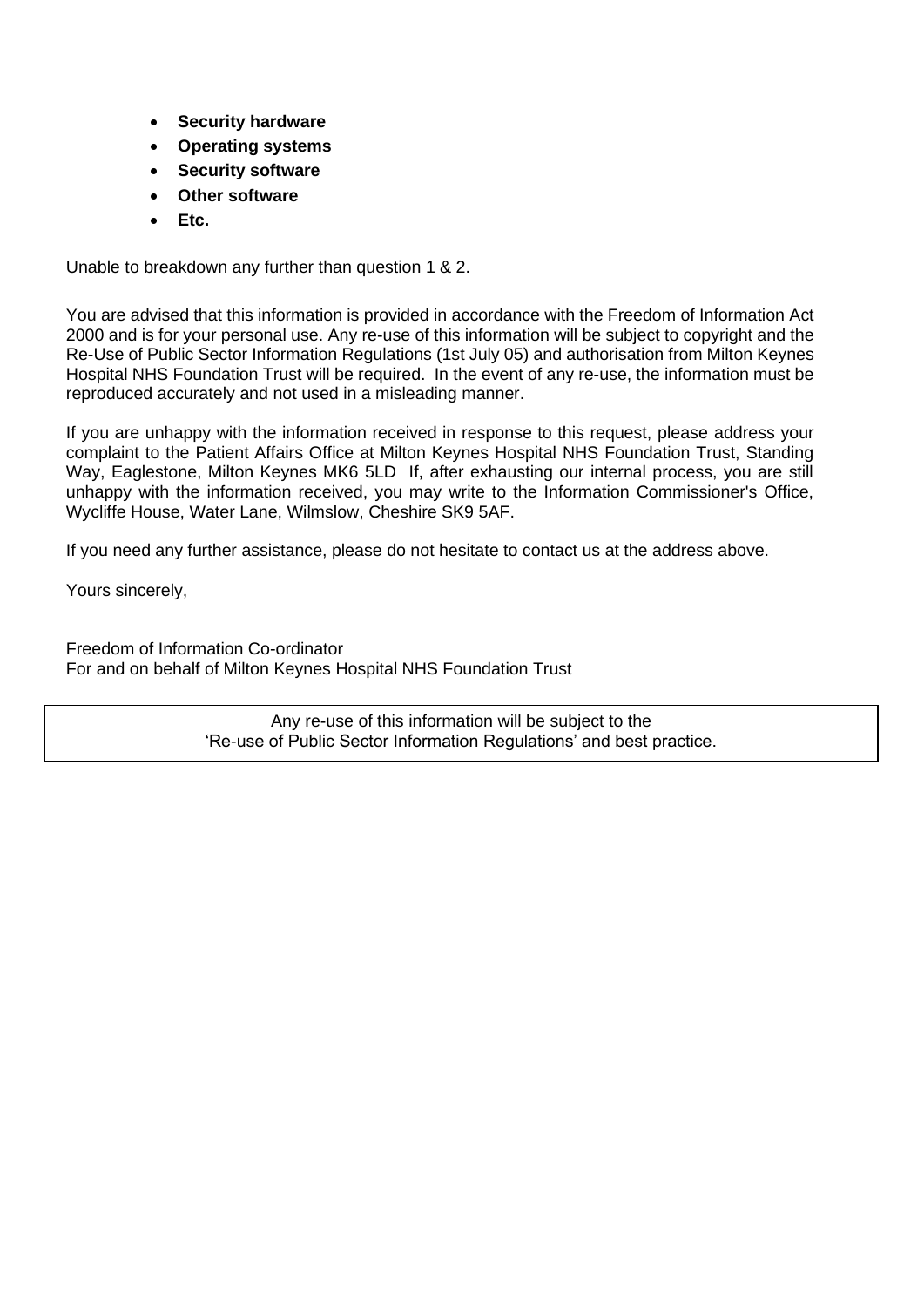- **Security hardware**
- **Operating systems**
- **Security software**
- **Other software**
- **Etc.**

Unable to breakdown any further than question 1 & 2.

You are advised that this information is provided in accordance with the Freedom of Information Act 2000 and is for your personal use. Any re-use of this information will be subject to copyright and the Re-Use of Public Sector Information Regulations (1st July 05) and authorisation from Milton Keynes Hospital NHS Foundation Trust will be required. In the event of any re-use, the information must be reproduced accurately and not used in a misleading manner.

If you are unhappy with the information received in response to this request, please address your complaint to the Patient Affairs Office at Milton Keynes Hospital NHS Foundation Trust, Standing Way, Eaglestone, Milton Keynes MK6 5LD If, after exhausting our internal process, you are still unhappy with the information received, you may write to the Information Commissioner's Office, Wycliffe House, Water Lane, Wilmslow, Cheshire SK9 5AF.

If you need any further assistance, please do not hesitate to contact us at the address above.

Yours sincerely,

Freedom of Information Co-ordinator
For and on behalf of Milton Keynes Hospital NHS Foundation Trust

Any re-use of this information will be subject to the
'Re-use of Public Sector Information Regulations' and best practice.